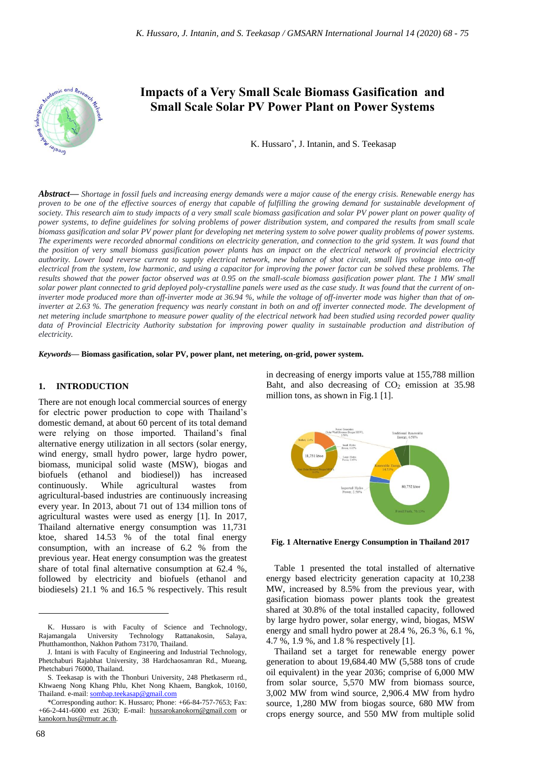# Impacts of a Very Small Scale Biomass Gasification and Small Scale Solar PV Power Plant on Power Systems

K. Hussaro*, J. Intanin, and S. Teekasap

***Abstract***— *Shortage in fossil fuels and increasing energy demands were a major cause of the energy crisis. Renewable energy has proven to be one of the effective sources of energy that capable of fulfilling the growing demand for sustainable development of society. This research aim to study impacts of a very small scale biomass gasification and solar PV power plant on power quality of power systems, to define guidelines for solving problems of power distribution system, and compared the results from small scale biomass gasification and solar PV power plant for developing net metering system to solve power quality problems of power systems. The experiments were recorded abnormal conditions on electricity generation, and connection to the grid system. It was found that the position of very small biomass gasification power plants has an impact on the electrical network of provincial electricity authority. Lower load reverse current to supply electrical network, new balance of shot circuit, small lips voltage into on-off electrical from the system, low harmonic, and using a capacitor for improving the power factor can be solved these problems. The results showed that the power factor observed was at 0.95 on the small-scale biomass gasification power plant. The 1 MW small solar power plant connected to grid deployed poly-crystalline panels were used as the case study. It was found that the current of on-inverter mode produced more than off-inverter mode at 36.94 %, while the voltage of off-inverter mode was higher than that of on-inverter at 2.63 %. The generation frequency was nearly constant in both on and off inverter connected mode. The development of net metering include smartphone to measure power quality of the electrical network had been studied using recorded power quality data of Provincial Electricity Authority substation for improving power quality in sustainable production and distribution of electricity.*

***Keywords***— **Biomass gasification, solar PV, power plant, net metering, on-grid, power system.**

## 1. INTRODUCTION

There are not enough local commercial sources of energy for electric power production to cope with Thailand's domestic demand, at about 60 percent of its total demand were relying on those imported. Thailand's final alternative energy utilization in all sectors (solar energy, wind energy, small hydro power, large hydro power, biomass, municipal solid waste (MSW), biogas and biofuels (ethanol and biodiesel)) has increased continuously. While agricultural wastes from agricultural-based industries are continuously increasing every year. In 2013, about 71 out of 134 million tons of agricultural wastes were used as energy [1]. In 2017, Thailand alternative energy consumption was 11,731 ktoe, shared 14.53 % of the total final energy consumption, with an increase of 6.2 % from the previous year. Heat energy consumption was the greatest share of total final alternative consumption at 62.4 %, followed by electricity and biofuels (ethanol and biodiesels) 21.1 % and 16.5 % respectively. This result in decreasing of energy imports value at 155,788 million Baht, and also decreasing of $CO_2$ emission at 35.98 million tons, as shown in Fig.1 [1].

**Fig. 1 Alternative Energy Consumption in Thailand 2017**

Table 1 presented the total installed of alternative energy based electricity generation capacity at 10,238 MW, increased by 8.5% from the previous year, with gasification biomass power plants took the greatest shared at 30.8% of the total installed capacity, followed by large hydro power, solar energy, wind, biogas, MSW energy and small hydro power at 28.4 %, 26.3 %, 6.1 %, 4.7 %, 1.9 %, and 1.8 % respectively [1].

Thailand set a target for renewable energy power generation to about 19,684.40 MW (5,588 tons of crude oil equivalent) in the year 2036; comprise of 6,000 MW from solar source, 5,570 MW from biomass source, 3,002 MW from wind source, 2,906.4 MW from hydro source, 1,280 MW from biogas source, 680 MW from crops energy source, and 550 MW from multiple solid

---

K. Hussaro is with Faculty of Science and Technology, Rajamangala University Technology Rattanakosin, Salaya, Phutthamonthon, Nakhon Pathom 73170, Thailand.

J. Intani is with Faculty of Engineering and Industrial Technology, Phetchaburi Rajabhat University, 38 Hardchaosamran Rd., Mueang, Phetchaburi 76000, Thailand.

S. Teekasap is with the Thonburi University, 248 Phetkaserm rd., Khwaeng Nong Khang Phlu, Khet Nong Khaem, Bangkok, 10160, Thailand. e-mail: sombap.teekasap@gmail.com

*Corresponding author: K. Hussaro; Phone: +66-84-757-7653; Fax: +66-2-441-6000 ext 2630; E-mail: hussarokanokorn@gmail.com or kanokorn.hus@rmutr.ac.th.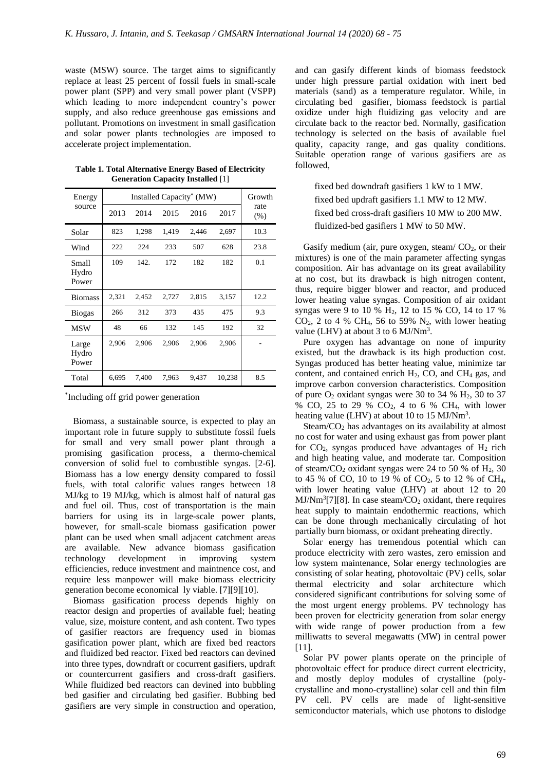waste (MSW) source. The target aims to significantly replace at least 25 percent of fossil fuels in small-scale power plant (SPP) and very small power plant (VSPP) which leading to more independent country's power supply, and also reduce greenhouse gas emissions and pollutant. Promotions on investment in small gasification and solar power plants technologies are imposed to accelerate project implementation.

**Table 1. Total Alternative Energy Based of Electricity Generation Capacity Installed** [1]

| Energy source | Installed Capacity* (MW) | | | | | Growth rate (%) |
|---|---|---|---|---|---|---|
| | 2013 | 2014 | 2015 | 2016 | 2017 | |
| Solar | 823 | 1,298 | 1,419 | 2,446 | 2,697 | 10.3 |
| Wind | 222 | 224 | 233 | 507 | 628 | 23.8 |
| Small Hydro Power | 109 | 142. | 172 | 182 | 182 | 0.1 |
| Biomass | 2,321 | 2,452 | 2,727 | 2,815 | 3,157 | 12.2 |
| Biogas | 266 | 312 | 373 | 435 | 475 | 9.3 |
| MSW | 48 | 66 | 132 | 145 | 192 | 32 |
| Large Hydro Power | 2,906 | 2,906 | 2,906 | 2,906 | 2,906 | - |
| Total | 6,695 | 7,400 | 7,963 | 9,437 | 10,238 | 8.5 |

*Including off grid power generation

Biomass, a sustainable source, is expected to play an important role in future supply to substitute fossil fuels for small and very small power plant through a promising gasification process, a thermo-chemical conversion of solid fuel to combustible syngas. [2-6]. Biomass has a low energy density compared to fossil fuels, with total calorific values ranges between 18 MJ/kg to 19 MJ/kg, which is almost half of natural gas and fuel oil. Thus, cost of transportation is the main barriers for using its in large-scale power plants, however, for small-scale biomass gasification power plant can be used when small adjacent catchment areas are available. New advance biomass gasification technology development in improving system efficiencies, reduce investment and maintnence cost, and require less manpower will make biomass electricity generation become economical ly viable. [7][9][10].

Biomass gasification process depends highly on reactor design and properties of available fuel; heating value, size, moisture content, and ash content. Two types of gasifier reactors are frequency used in biomas gasification power plant, which are fixed bed reactors and fluidized bed reactor. Fixed bed reactors can devined into three types, downdraft or cocurrent gasifiers, updraft or countercurrent gasifiers and cross-draft gasifiers. While fluidized bed reactors can devined into bubbling bed gasifier and circulating bed gasifier. Bubbing bed gasifiers are very simple in construction and operation, and can gasify different kinds of biomass feedstock under high pressure partial oxidation with inert bed materials (sand) as a temperature regulator. While, in circulating bed gasifier, biomass feedstock is partial oxidize under high fluidizing gas velocity and are circulate back to the reactor bed. Normally, gasification technology is selected on the basis of available fuel quality, capacity range, and gas quality conditions. Suitable operation range of various gasifiers are as followed,

fixed bed downdraft gasifiers 1 kW to 1 MW.
fixed bed updraft gasifiers 1.1 MW to 12 MW.
fixed bed cross-draft gasifiers 10 MW to 200 MW.
fluidized-bed gasifiers 1 MW to 50 MW.

Gasify medium (air, pure oxygen, steam/ $CO_2$, or their mixtures) is one of the main parameter affecting syngas composition. Air has advantage on its great availability at no cost, but its drawback is high nitrogen content, thus, require bigger blower and reactor, and produced lower heating value syngas. Composition of air oxidant syngas were 9 to 10 % $H_2$, 12 to 15 % CO, 14 to 17 % $CO_2$, 2 to 4 % $CH_4$, 56 to 59% $N_2$, with lower heating value (LHV) at about 3 to 6 MJ/Nm$^3$.

Pure oxygen has advantage on none of impurity existed, but the drawback is its high production cost. Syngas produced has better heating value, minimize tar content, and contained enrich $H_2$, CO, and $CH_4$ gas, and improve carbon conversion characteristics. Composition of pure $O_2$ oxidant syngas were 30 to 34 % $H_2$, 30 to 37 % CO, 25 to 29 % $CO_2$, 4 to 6 % $CH_4$, with lower heating value (LHV) at about 10 to 15 MJ/Nm$^3$.

Steam/$CO_2$ has advantages on its availability at almost no cost for water and using exhaust gas from power plant for $CO_2$, syngas produced have advantages of $H_2$ rich and high heating value, and moderate tar. Composition of steam/$CO_2$ oxidant syngas were 24 to 50 % of $H_2$, 30 to 45 % of CO, 10 to 19 % of $CO_2$, 5 to 12 % of $CH_4$, with lower heating value (LHV) at about 12 to 20 MJ/Nm$^3$[7][8]. In case steam/$CO_2$ oxidant, there requires heat supply to maintain endothermic reactions, which can be done through mechanically circulating of hot partially burn biomass, or oxidant preheating directly.

Solar energy has tremendous potential which can produce electricity with zero wastes, zero emission and low system maintenance, Solar energy technologies are consisting of solar heating, photovoltaic (PV) cells, solar thermal electricity and solar architecture which considered significant contributions for solving some of the most urgent energy problems. PV technology has been proven for electricity generation from solar energy with wide range of power production from a few milliwatts to several megawatts (MW) in central power [11].

Solar PV power plants operate on the principle of photovoltaic effect for produce direct current electricity, and mostly deploy modules of crystalline (poly-crystalline and mono-crystalline) solar cell and thin film PV cell. PV cells are made of light-sensitive semiconductor materials, which use photons to dislodge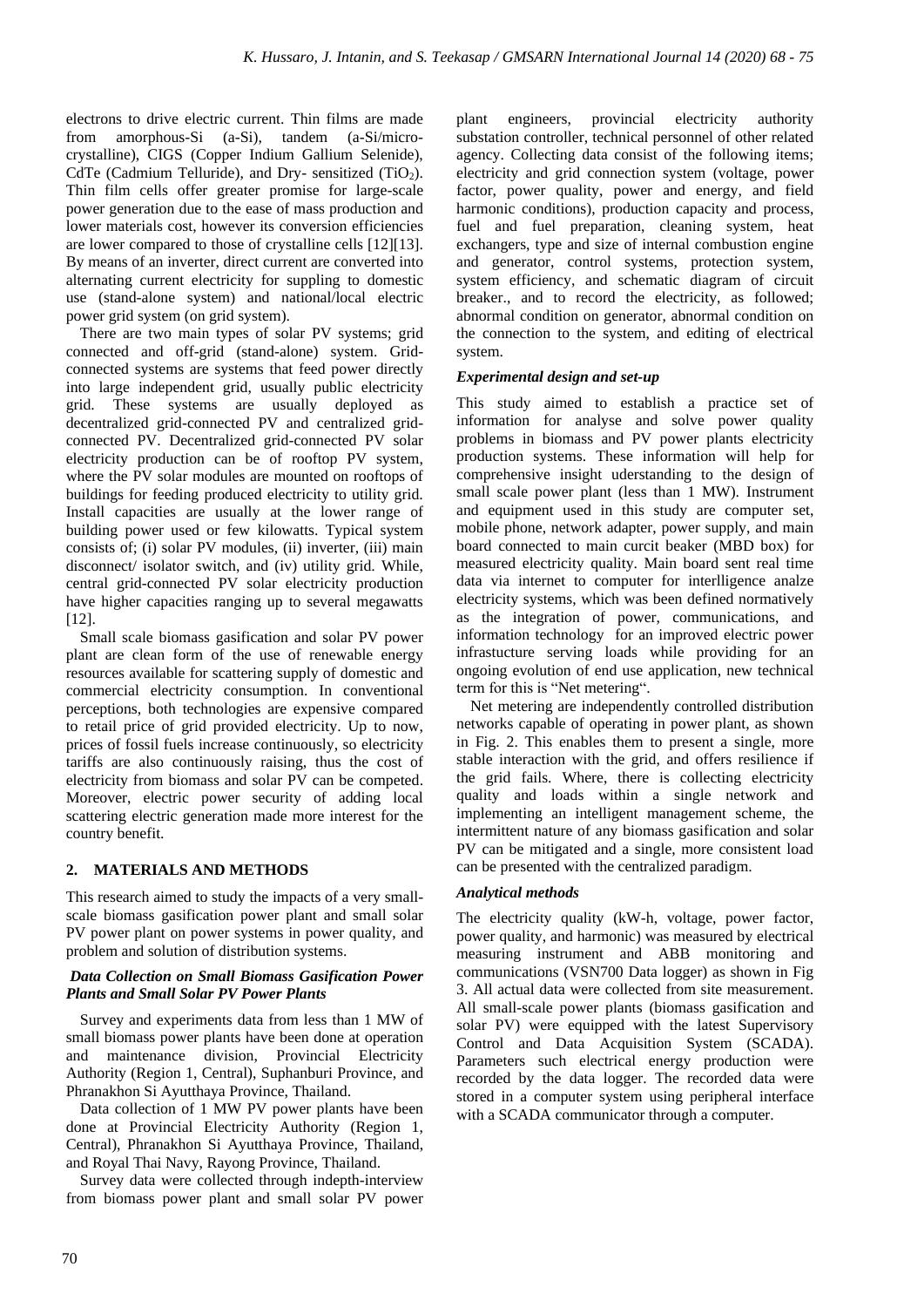electrons to drive electric current. Thin films are made from amorphous-Si (a-Si), tandem (a-Si/micro-crystalline), CIGS (Copper Indium Gallium Selenide), CdTe (Cadmium Telluride), and Dry- sensitized ($TiO_2$). Thin film cells offer greater promise for large-scale power generation due to the ease of mass production and lower materials cost, however its conversion efficiencies are lower compared to those of crystalline cells [12][13]. By means of an inverter, direct current are converted into alternating current electricity for suppling to domestic use (stand-alone system) and national/local electric power grid system (on grid system).

There are two main types of solar PV systems; grid connected and off-grid (stand-alone) system. Grid-connected systems are systems that feed power directly into large independent grid, usually public electricity grid. These systems are usually deployed as decentralized grid-connected PV and centralized grid-connected PV. Decentralized grid-connected PV solar electricity production can be of rooftop PV system, where the PV solar modules are mounted on rooftops of buildings for feeding produced electricity to utility grid. Install capacities are usually at the lower range of building power used or few kilowatts. Typical system consists of; (i) solar PV modules, (ii) inverter, (iii) main disconnect/ isolator switch, and (iv) utility grid. While, central grid-connected PV solar electricity production have higher capacities ranging up to several megawatts [12].

Small scale biomass gasification and solar PV power plant are clean form of the use of renewable energy resources available for scattering supply of domestic and commercial electricity consumption. In conventional perceptions, both technologies are expensive compared to retail price of grid provided electricity. Up to now, prices of fossil fuels increase continuously, so electricity tariffs are also continuously raising, thus the cost of electricity from biomass and solar PV can be competed. Moreover, electric power security of adding local scattering electric generation made more interest for the country benefit.

## 2. MATERIALS AND METHODS

This research aimed to study the impacts of a very small-scale biomass gasification power plant and small solar PV power plant on power systems in power quality, and problem and solution of distribution systems.

### *Data Collection on Small Biomass Gasification Power Plants and Small Solar PV Power Plants*

Survey and experiments data from less than 1 MW of small biomass power plants have been done at operation and maintenance division, Provincial Electricity Authority (Region 1, Central), Suphanburi Province, and Phranakhon Si Ayutthaya Province, Thailand.

Data collection of 1 MW PV power plants have been done at Provincial Electricity Authority (Region 1, Central), Phranakhon Si Ayutthaya Province, Thailand, and Royal Thai Navy, Rayong Province, Thailand.

Survey data were collected through indepth-interview from biomass power plant and small solar PV power plant engineers, provincial electricity authority substation controller, technical personnel of other related agency. Collecting data consist of the following items; electricity and grid connection system (voltage, power factor, power quality, power and energy, and field harmonic conditions), production capacity and process, fuel and fuel preparation, cleaning system, heat exchangers, type and size of internal combustion engine and generator, control systems, protection system, system efficiency, and schematic diagram of circuit breaker., and to record the electricity, as followed; abnormal condition on generator, abnormal condition on the connection to the system, and editing of electrical system.

### *Experimental design and set-up*

This study aimed to establish a practice set of information for analyse and solve power quality problems in biomass and PV power plants electricity production systems. These information will help for comprehensive insight uderstanding to the design of small scale power plant (less than 1 MW). Instrument and equipment used in this study are computer set, mobile phone, network adapter, power supply, and main board connected to main curcit beaker (MBD box) for measured electricity quality. Main board sent real time data via internet to computer for interlligence analze electricity systems, which was been defined normatively as the integration of power, communications, and information technology for an improved electric power infrastucture serving loads while providing for an ongoing evolution of end use application, new technical term for this is "Net metering".

Net metering are independently controlled distribution networks capable of operating in power plant, as shown in Fig. 2. This enables them to present a single, more stable interaction with the grid, and offers resilience if the grid fails. Where, there is collecting electricity quality and loads within a single network and implementing an intelligent management scheme, the intermittent nature of any biomass gasification and solar PV can be mitigated and a single, more consistent load can be presented with the centralized paradigm.

### *Analytical methods*

The electricity quality (kW-h, voltage, power factor, power quality, and harmonic) was measured by electrical measuring instrument and ABB monitoring and communications (VSN700 Data logger) as shown in Fig 3. All actual data were collected from site measurement. All small-scale power plants (biomass gasification and solar PV) were equipped with the latest Supervisory Control and Data Acquisition System (SCADA). Parameters such electrical energy production were recorded by the data logger. The recorded data were stored in a computer system using peripheral interface with a SCADA communicator through a computer.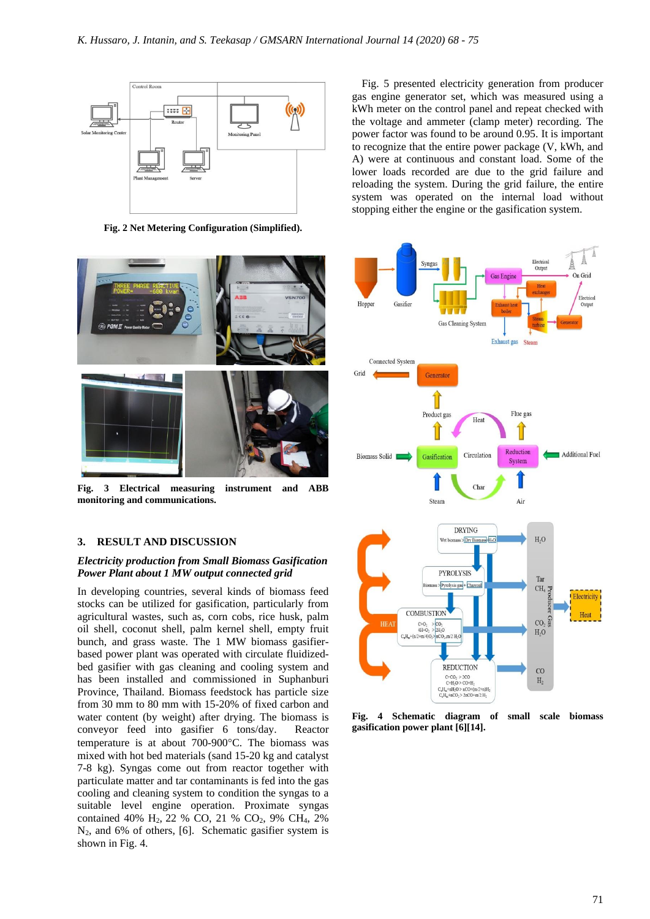Fig. 2 Net Metering Configuration (Simplified).

**Fig. 3 Electrical measuring instrument and ABB monitoring and communications.**

## 3. RESULT AND DISCUSSION

### *Electricity production from Small Biomass Gasification Power Plant about 1 MW output connected grid*

In developing countries, several kinds of biomass feed stocks can be utilized for gasification, particularly from agricultural wastes, such as, corn cobs, rice husk, palm oil shell, coconut shell, palm kernel shell, empty fruit bunch, and grass waste. The 1 MW biomass gasifier-based power plant was operated with circulate fluidized-bed gasifier with gas cleaning and cooling system and has been installed and commissioned in Suphanburi Province, Thailand. Biomass feedstock has particle size from 30 mm to 80 mm with 15-20% of fixed carbon and water content (by weight) after drying. The biomass is conveyor feed into gasifier 6 tons/day. Reactor temperature is at about 700-900°C. The biomass was mixed with hot bed materials (sand 15-20 kg and catalyst 7-8 kg). Syngas come out from reactor together with particulate matter and tar contaminants is fed into the gas cooling and cleaning system to condition the syngas to a suitable level engine operation. Proximate syngas contained 40% $H_2$, 22 % CO, 21 % $CO_2$, 9% $CH_4$, 2% $N_2$, and 6% of others, [6]. Schematic gasifier system is shown in Fig. 4.

Fig. 5 presented electricity generation from producer gas engine generator set, which was measured using a kWh meter on the control panel and repeat checked with the voltage and ammeter (clamp meter) recording. The power factor was found to be around 0.95. It is important to recognize that the entire power package (V, kWh, and A) were at continuous and constant load. Some of the lower loads recorded are due to the grid failure and reloading the system. During the grid failure, the entire system was operated on the internal load without stopping either the engine or the gasification system.

**Fig. 4 Schematic diagram of small scale biomass gasification power plant [6][14].**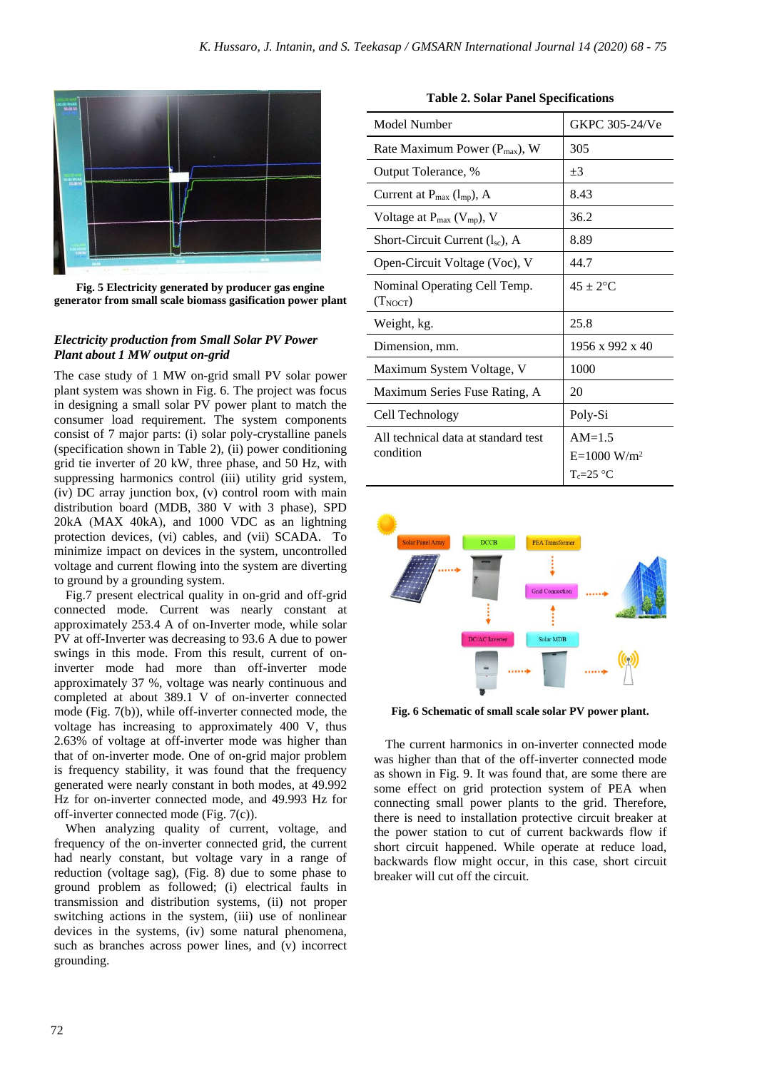Fig. 5 Electricity generated by producer gas engine generator from small scale biomass gasification power plant

### *Electricity production from Small Solar PV Power Plant about 1 MW output on-grid*

The case study of 1 MW on-grid small PV solar power plant system was shown in Fig. 6. The project was focus in designing a small solar PV power plant to match the consumer load requirement. The system components consist of 7 major parts: (i) solar poly-crystalline panels (specification shown in Table 2), (ii) power conditioning grid tie inverter of 20 kW, three phase, and 50 Hz, with suppressing harmonics control (iii) utility grid system, (iv) DC array junction box, (v) control room with main distribution board (MDB, 380 V with 3 phase), SPD 20kA (MAX 40kA), and 1000 VDC as an lightning protection devices, (vi) cables, and (vii) SCADA. To minimize impact on devices in the system, uncontrolled voltage and current flowing into the system are diverting to ground by a grounding system.

Fig.7 present electrical quality in on-grid and off-grid connected mode. Current was nearly constant at approximately 253.4 A of on-Inverter mode, while solar PV at off-Inverter was decreasing to 93.6 A due to power swings in this mode. From this result, current of on-inverter mode had more than off-inverter mode approximately 37 %, voltage was nearly continuous and completed at about 389.1 V of on-inverter connected mode (Fig. 7(b)), while off-inverter connected mode, the voltage has increasing to approximately 400 V, thus 2.63% of voltage at off-inverter mode was higher than that of on-inverter mode. One of on-grid major problem is frequency stability, it was found that the frequency generated were nearly constant in both modes, at 49.992 Hz for on-inverter connected mode, and 49.993 Hz for off-inverter connected mode (Fig. 7(c)).

When analyzing quality of current, voltage, and frequency of the on-inverter connected grid, the current had nearly constant, but voltage vary in a range of reduction (voltage sag), (Fig. 8) due to some phase to ground problem as followed; (i) electrical faults in transmission and distribution systems, (ii) not proper switching actions in the system, (iii) use of nonlinear devices in the systems, (iv) some natural phenomena, such as branches across power lines, and (v) incorrect grounding.

**Table 2. Solar Panel Specifications**

| | |
|---|---|
| Model Number | GKPC 305-24/Ve |
| Rate Maximum Power ($P_{max}$), W | 305 |
| Output Tolerance, % | ±3 |
| Current at $P_{max}$ ($I_{mp}$), A | 8.43 |
| Voltage at $P_{max}$ ($V_{mp}$), V | 36.2 |
| Short-Circuit Current ($I_{sc}$), A | 8.89 |
| Open-Circuit Voltage (Voc), V | 44.7 |
| Nominal Operating Cell Temp. ($T_{NOCT}$) | 45 ± 2°C |
| Weight, kg. | 25.8 |
| Dimension, mm. | 1956 x 992 x 40 |
| Maximum System Voltage, V | 1000 |
| Maximum Series Fuse Rating, A | 20 |
| Cell Technology | Poly-Si |
| All technical data at standard test condition | AM=1.5<br>E=1000 W/m$^2$<br>$T_c$=25 °C |

Fig. 6 Schematic of small scale solar PV power plant.

The current harmonics in on-inverter connected mode was higher than that of the off-inverter connected mode as shown in Fig. 9. It was found that, are some there are some effect on grid protection system of PEA when connecting small power plants to the grid. Therefore, there is need to installation protective circuit breaker at the power station to cut of current backwards flow if short circuit happened. While operate at reduce load, backwards flow might occur, in this case, short circuit breaker will cut off the circuit.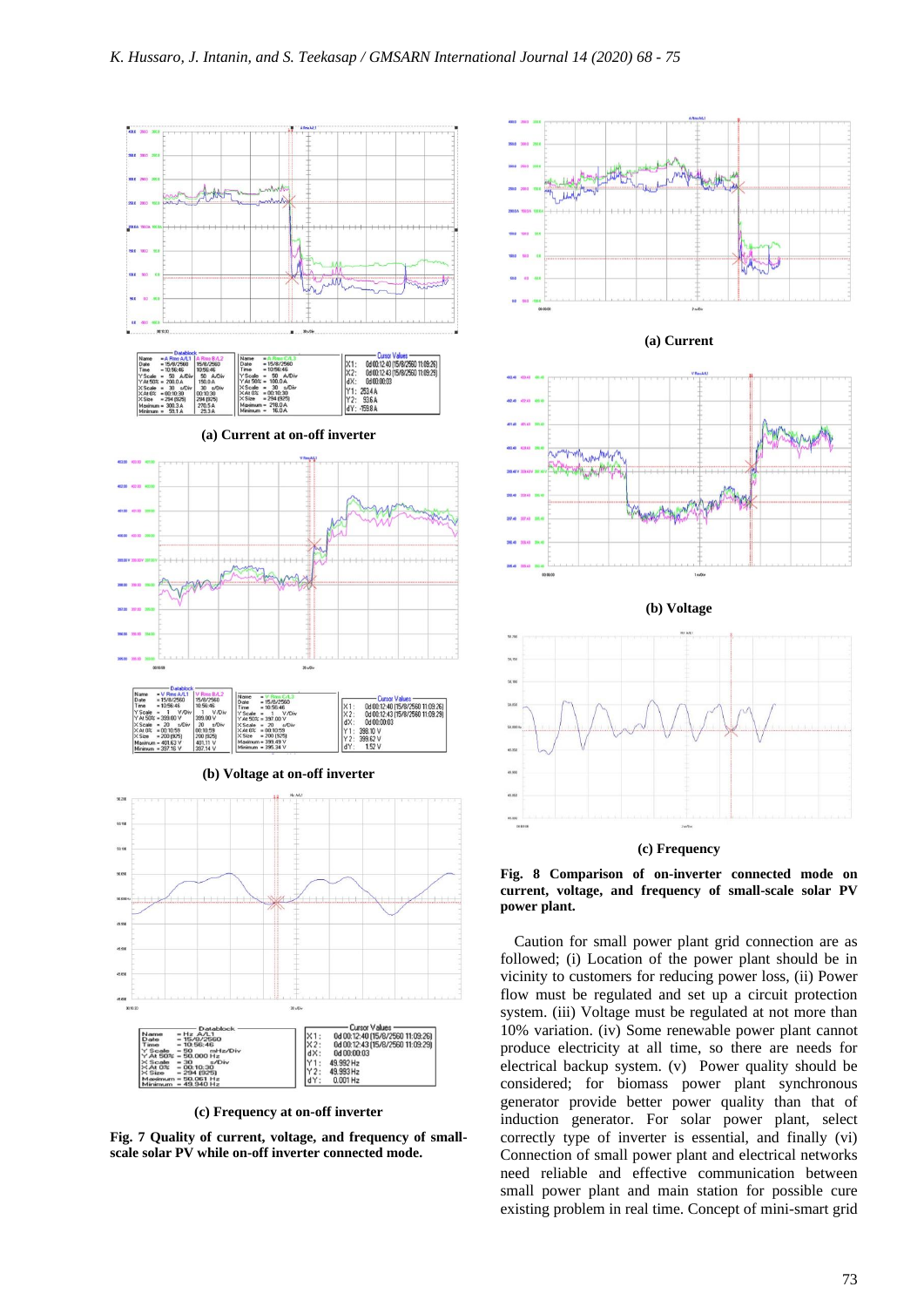(a) Current at on-off inverter

(b) Voltage at on-off inverter

(c) Frequency at on-off inverter

**Fig. 7 Quality of current, voltage, and frequency of small-scale solar PV while on-off inverter connected mode.**

(a) Current

(b) Voltage

(c) Frequency

**Fig. 8 Comparison of on-inverter connected mode on current, voltage, and frequency of small-scale solar PV power plant.**

Caution for small power plant grid connection are as followed; (i) Location of the power plant should be in vicinity to customers for reducing power loss, (ii) Power flow must be regulated and set up a circuit protection system. (iii) Voltage must be regulated at not more than 10% variation. (iv) Some renewable power plant cannot produce electricity at all time, so there are needs for electrical backup system. (v) Power quality should be considered; for biomass power plant synchronous generator provide better power quality than that of induction generator. For solar power plant, select correctly type of inverter is essential, and finally (vi) Connection of small power plant and electrical networks need reliable and effective communication between small power plant and main station for possible cure existing problem in real time. Concept of mini-smart grid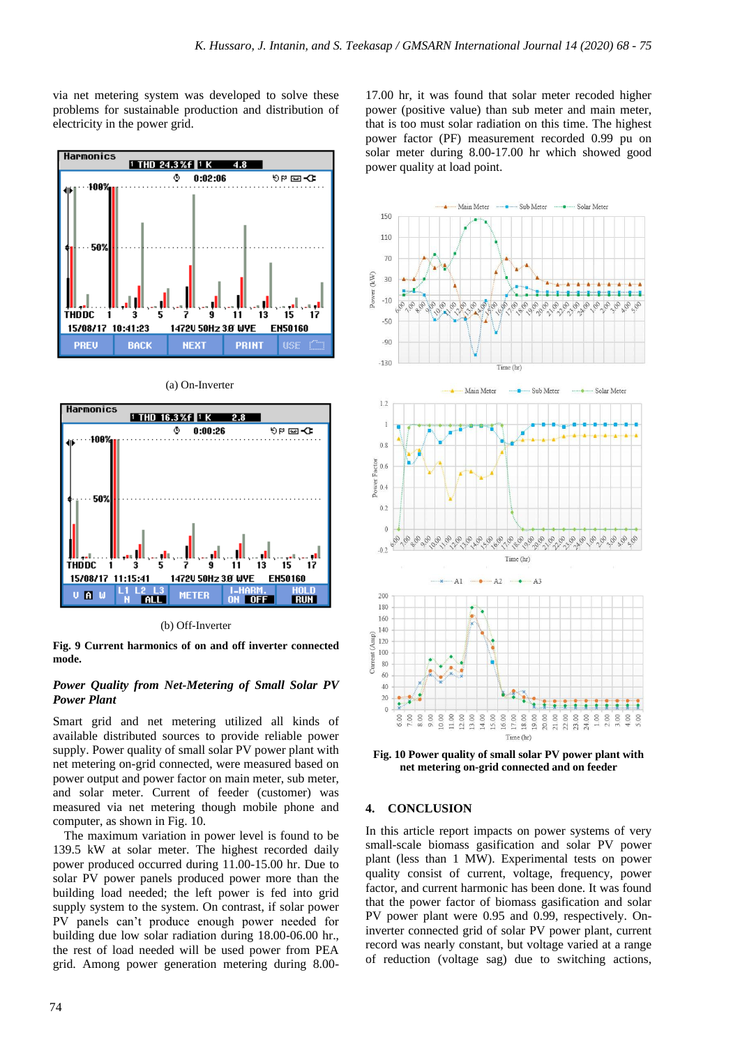via net metering system was developed to solve these problems for sustainable production and distribution of electricity in the power grid.

(a) On-Inverter

(b) Off-Inverter

**Fig. 9 Current harmonics of on and off inverter connected mode.**

*Power Quality from Net-Metering of Small Solar PV Power Plant*

Smart grid and net metering utilized all kinds of available distributed sources to provide reliable power supply. Power quality of small solar PV power plant with net metering on-grid connected, were measured based on power output and power factor on main meter, sub meter, and solar meter. Current of feeder (customer) was measured via net metering though mobile phone and computer, as shown in Fig. 10.

The maximum variation in power level is found to be 139.5 kW at solar meter. The highest recorded daily power produced occurred during 11.00-15.00 hr. Due to solar PV power panels produced power more than the building load needed; the left power is fed into grid supply system to the system. On contrast, if solar power PV panels can't produce enough power needed for building due low solar radiation during 18.00-06.00 hr., the rest of load needed will be used power from PEA grid. Among power generation metering during 8.00-17.00 hr, it was found that solar meter recoded higher power (positive value) than sub meter and main meter, that is too must solar radiation on this time. The highest power factor (PF) measurement recorded 0.99 pu on solar meter during 8.00-17.00 hr which showed good power quality at load point.

**Fig. 10 Power quality of small solar PV power plant with net metering on-grid connected and on feeder**

## 4. CONCLUSION

In this article report impacts on power systems of very small-scale biomass gasification and solar PV power plant (less than 1 MW). Experimental tests on power quality consist of current, voltage, frequency, power factor, and current harmonic has been done. It was found that the power factor of biomass gasification and solar PV power plant were 0.95 and 0.99, respectively. On-inverter connected grid of solar PV power plant, current record was nearly constant, but voltage varied at a range of reduction (voltage sag) due to switching actions,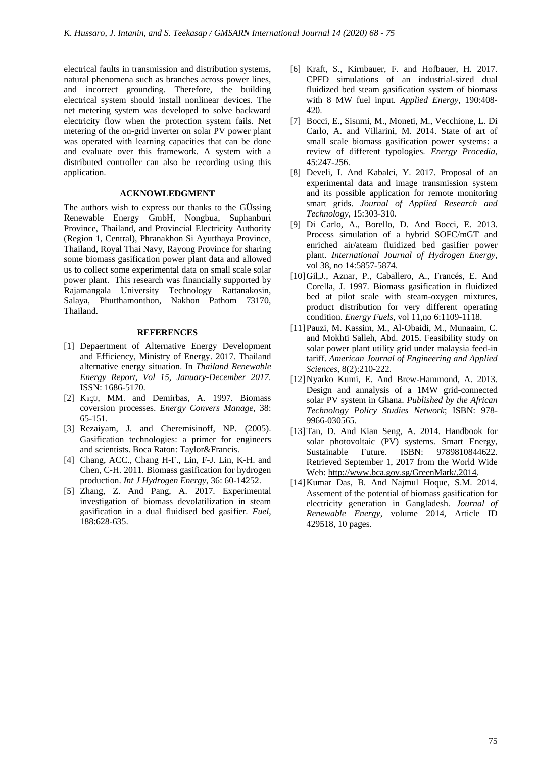electrical faults in transmission and distribution systems, natural phenomena such as branches across power lines, and incorrect grounding. Therefore, the building electrical system should install nonlinear devices. The net metering system was developed to solve backward electricity flow when the protection system fails. Net metering of the on-grid inverter on solar PV power plant was operated with learning capacities that can be done and evaluate over this framework. A system with a distributed controller can also be recording using this application.

## ACKNOWLEDGMENT

The authors wish to express our thanks to the GÜssing Renewable Energy GmbH, Nongbua, Suphanburi Province, Thailand, and Provincial Electricity Authority (Region 1, Central), Phranakhon Si Ayutthaya Province, Thailand, Royal Thai Navy, Rayong Province for sharing some biomass gasification power plant data and allowed us to collect some experimental data on small scale solar power plant. This research was financially supported by Rajamangala University Technology Rattanakosin, Salaya, Phutthamonthon, Nakhon Pathom 73170, Thailand.

## REFERENCES

[1] Depaertment of Alternative Energy Development and Efficiency, Ministry of Energy. 2017. Thailand alternative energy situation. In *Thailand Renewable Energy Report, Vol 15, January-December 2017.* ISSN: 1686-5170.

[2] KüçÜ, MM. and Demirbas, A. 1997. Biomass coversion processes. *Energy Convers Manage*, 38: 65-151.

[3] Rezaiyam, J. and Cheremisinoff, NP. (2005). Gasification technologies: a primer for engineers and scientists. Boca Raton: Taylor&Francis.

[4] Chang, ACC., Chang H-F., Lin, F-J. Lin, K-H. and Chen, C-H. 2011. Biomass gasification for hydrogen production. *Int J Hydrogen Energy*, 36: 60-14252.

[5] Zhang, Z. And Pang, A. 2017. Experimental investigation of biomass devolatilization in steam gasification in a dual fluidised bed gasifier. *Fuel*, 188:628-635.

[6] Kraft, S., Kirnbauer, F. and Hofbauer, H. 2017. CPFD simulations of an industrial-sized dual fluidized bed steam gasification system of biomass with 8 MW fuel input. *Applied Energy*, 190:408-420.

[7] Bocci, E., Sisnmi, M., Moneti, M., Vecchione, L. Di Carlo, A. and Villarini, M. 2014. State of art of small scale biomass gasification power systems: a review of different typologies. *Energy Procedia*, 45:247-256.

[8] Develi, I. And Kabalci, Y. 2017. Proposal of an experimental data and image transmission system and its possible application for remote monitoring smart grids. *Journal of Applied Research and Technology*, 15:303-310.

[9] Di Carlo, A., Borello, D. And Bocci, E. 2013. Process simulation of a hybrid SOFC/mGT and enriched air/ateam fluidized bed gasifier power plant. *International Journal of Hydrogen Energy*, vol 38, no 14:5857-5874.

[10] Gil,J., Aznar, P., Caballero, A., Francés, E. And Corella, J. 1997. Biomass gasification in fluidized bed at pilot scale with steam-oxygen mixtures, product distribution for very different operating condition. *Energy Fuels*, vol 11,no 6:1109-1118.

[11] Pauzi, M. Kassim, M., Al-Obaidi, M., Munaaim, C. and Mokhti Salleh, Abd. 2015. Feasibility study on solar power plant utility grid under malaysia feed-in tariff. *American Journal of Engineering and Applied Sciences*, 8(2):210-222.

[12] Nyarko Kumi, E. And Brew-Hammond, A. 2013. Design and annalysis of a 1MW grid-connected solar PV system in Ghana. *Published by the African Technology Policy Studies Network*; ISBN: 978-9966-030565.

[13] Tan, D. And Kian Seng, A. 2014. Handbook for solar photovoltaic (PV) systems. Smart Energy, Sustainable Future. ISBN: 9789810844622. Retrieved September 1, 2017 from the World Wide Web: http://www.bca.gov.sg/GreenMark/.2014.

[14] Kumar Das, B. And Najmul Hoque, S.M. 2014. Assement of the potential of biomass gasification for electricity generation in Gangladesh. *Journal of Renewable Energy*, volume 2014, Article ID 429518, 10 pages.